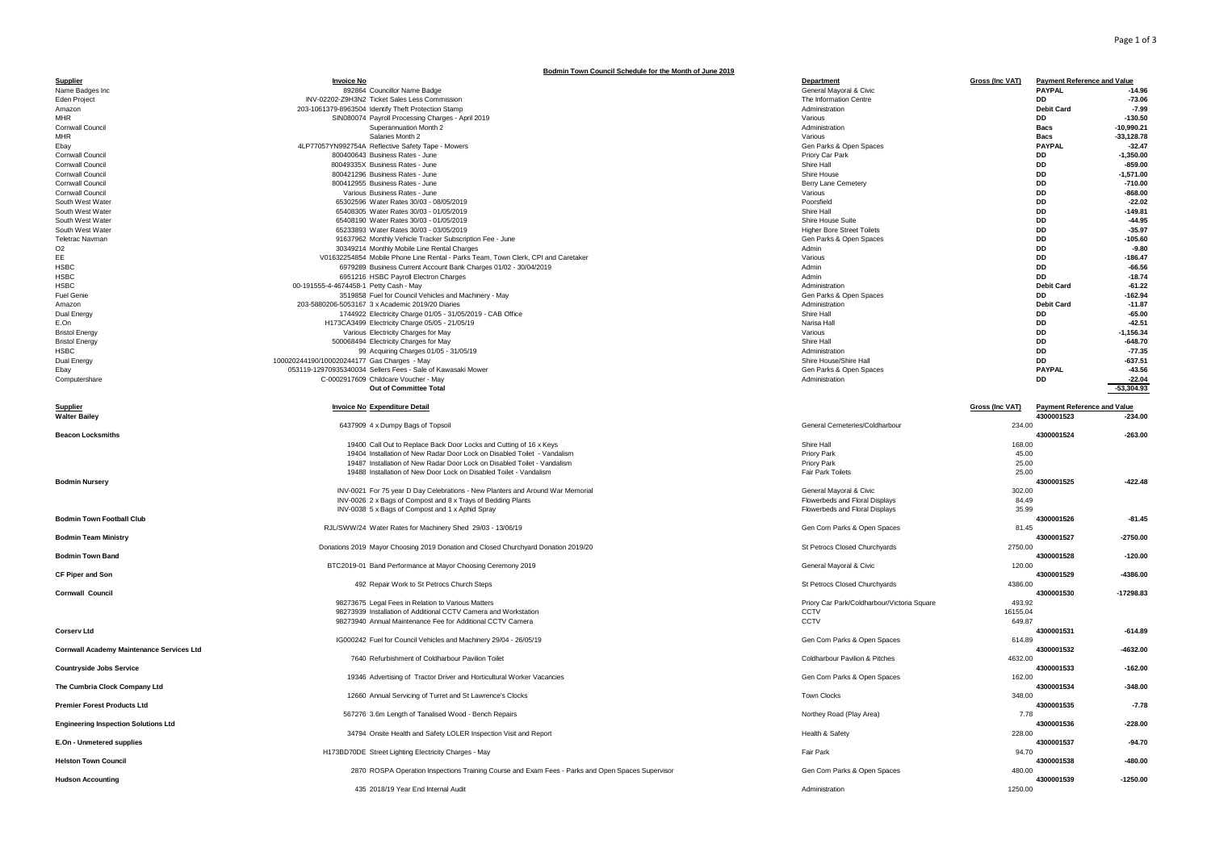## Bodmin Town Council Schedule for the Month of June 2019

| Supplier | Invoice No | | Department | Gross (Inc VAT) | Payment Reference and Value | |
|---|---|---|---|---|---|---|
| Name Badges Inc | 892864 | Councillor Name Badge | General Mayoral & Civic | | PAYPAL | -14.96 |
| Eden Project | INV-02202-Z9H3N2 | Ticket Sales Less Commission | The Information Centre | | DD | -73.06 |
| Amazon | 203-1061379-8963504 | Identify Theft Protection Stamp | Administration | | Debit Card | -7.99 |
| MHR | SIN080074 | Payroll Processing Charges - April 2019 | Various | | DD | -130.50 |
| Cornwall Council | | Superannuation Month 2 | Administration | | Bacs | -10,990.21 |
| MHR | | Salaries Month 2 | Various | | Bacs | -33,128.78 |
| Ebay | 4LP77057YN992754A | Reflective Safety Tape - Mowers | Gen Parks & Open Spaces | | PAYPAL | -32.47 |
| Cornwall Council | 800400643 | Business Rates - June | Priory Car Park | | DD | -1,350.00 |
| Cornwall Council | 80049335X | Business Rates - June | Shire Hall | | DD | -859.00 |
| Cornwall Council | 800421296 | Business Rates - June | Shire House | | DD | -1,571.00 |
| Cornwall Council | 800412955 | Business Rates - June | Berry Lane Cemetery | | DD | -710.00 |
| Cornwall Council | Various | Business Rates - June | Various | | DD | -868.00 |
| South West Water | 65302596 | Water Rates 30/03 - 08/05/2019 | Poorsfield | | DD | -22.02 |
| South West Water | 65408305 | Water Rates 30/03 - 01/05/2019 | Shire Hall | | DD | -149.81 |
| South West Water | 65408190 | Water Rates 30/03 - 01/05/2019 | Shire House Suite | | DD | -44.95 |
| South West Water | 65233893 | Water Rates 30/03 - 03/05/2019 | Higher Bore Street Toilets | | DD | -35.97 |
| Teletrac Navman | 91637962 | Monthly Vehicle Tracker Subscription Fee - June | Gen Parks & Open Spaces | | DD | -105.60 |
| O2 | 30349214 | Monthly Mobile Line Rental Charges | Admin | | DD | -9.80 |
| EE | V01632254854 | Mobile Phone Line Rental - Parks Team, Town Clerk, CPI and Caretaker | Various | | DD | -186.47 |
| HSBC | 6979289 | Business Current Account Bank Charges 01/02 - 30/04/2019 | Admin | | DD | -66.56 |
| HSBC | 6951216 | HSBC Payroll Electron Charges | Admin | | DD | -18.74 |
| HSBC | 00-191555-4-4674458-1 | Petty Cash - May | Administration | | Debit Card | -61.22 |
| Fuel Genie | 3519858 | Fuel for Council Vehicles and Machinery - May | Gen Parks & Open Spaces | | DD | -162.94 |
| Amazon | 203-5880206-5053167 | 3 x Academic 2019/20 Diaries | Administration | | Debit Card | -11.87 |
| Dual Energy | 1744922 | Electricity Charge 01/05 - 31/05/2019 - CAB Office | Shire Hall | | DD | -65.00 |
| E.On | H173CA3499 | Electricity Charge 05/05 - 21/05/19 | Narisa Hall | | DD | -42.51 |
| Bristol Energy | Various | Electricity Charges for May | Various | | DD | -1,156.34 |
| Bristol Energy | 500068494 | Electricity Charges for May | Shire Hall | | DD | -648.70 |
| HSBC | 99 | Acquiring Charges 01/05 - 31/05/19 | Administration | | DD | -77.35 |
| Dual Energy | 100020244190/100020244177 | Gas Charges - May | Shire House/Shire Hall | | DD | -637.51 |
| Ebay | 053119-12970935340034 | Sellers Fees - Sale of Kawasaki Mower | Gen Parks & Open Spaces | | PAYPAL | -43.56 |
| Computershare | C-0002917609 | Childcare Voucher - May | Administration | | DD | -22.04 |
| | | **Out of Committee Total** | | | | **-53,304.93** |

| Supplier | Invoice No | Expenditure Detail | Department | Gross (Inc VAT) | Payment Reference and Value | |
|---|---|---|---|---|---|---|
| **Walter Bailey** | | | | | 4300001523 | -234.00 |
| | 6437909 | 4 x Dumpy Bags of Topsoil | General Cemeteries/Coldharbour | 234.00 | | |
| **Beacon Locksmiths** | | | | | 4300001524 | -263.00 |
| | 19400 | Call Out to Replace Back Door Locks and Cutting of 16 x Keys | Shire Hall | 168.00 | | |
| | 19404 | Installation of New Radar Door Lock on Disabled Toilet - Vandalism | Priory Park | 45.00 | | |
| | 19487 | Installation of New Radar Door Lock on Disabled Toilet - Vandalism | Priory Park | 25.00 | | |
| | 19488 | Installation of New Door Lock on Disabled Toilet - Vandalism | Fair Park Toilets | 25.00 | | |
| **Bodmin Nursery** | | | | | 4300001525 | -422.48 |
| | INV-0021 | For 75 year D Day Celebrations - New Planters and Around War Memorial | General Mayoral & Civic | 302.00 | | |
| | INV-0026 | 2 x Bags of Compost and 8 x Trays of Bedding Plants | Flowerbeds and Floral Displays | 84.49 | | |
| | INV-0038 | 5 x Bags of Compost and 1 x Aphid Spray | Flowerbeds and Floral Displays | 35.99 | | |
| **Bodmin Town Football Club** | | | | | 4300001526 | -81.45 |
| | RJL/SWW/24 | Water Rates for Machinery Shed 29/03 - 13/06/19 | Gen Com Parks & Open Spaces | 81.45 | | |
| **Bodmin Team Ministry** | | | | | 4300001527 | -2750.00 |
| | Donations 2019 | Mayor Choosing 2019 Donation and Closed Churchyard Donation 2019/20 | St Petrocs Closed Churchyards | 2750.00 | | |
| **Bodmin Town Band** | | | | | 4300001528 | -120.00 |
| | BTC2019-01 | Band Performance at Mayor Choosing Ceremony 2019 | General Mayoral & Civic | 120.00 | | |
| **CF Piper and Son** | | | | | 4300001529 | -4386.00 |
| | 492 | Repair Work to St Petrocs Church Steps | St Petrocs Closed Churchyards | 4386.00 | | |
| **Cornwall Council** | | | | | 4300001530 | -17298.83 |
| | 98273675 | Legal Fees in Relation to Various Matters | Priory Car Park/Coldharbour/Victoria Square | 493.92 | | |
| | 98273939 | Installation of Additional CCTV Camera and Workstation | CCTV | 16155.04 | | |
| | 98273940 | Annual Maintenance Fee for Additional CCTV Camera | CCTV | 649.87 | | |
| **Corserv Ltd** | | | | | 4300001531 | -614.89 |
| | IG000242 | Fuel for Council Vehicles and Machinery 29/04 - 26/05/19 | Gen Com Parks & Open Spaces | 614.89 | | |
| **Cornwall Academy Maintenance Services Ltd** | | | | | 4300001532 | -4632.00 |
| | 7640 | Refurbishment of Coldharbour Pavilion Toilet | Coldharbour Pavilion & Pitches | 4632.00 | | |
| **Countryside Jobs Service** | | | | | 4300001533 | -162.00 |
| | 19346 | Advertising of Tractor Driver and Horticultural Worker Vacancies | Gen Com Parks & Open Spaces | 162.00 | | |
| **The Cumbria Clock Company Ltd** | | | | | 4300001534 | -348.00 |
| | 12660 | Annual Servicing of Turret and St Lawrence's Clocks | Town Clocks | 348.00 | | |
| **Premier Forest Products Ltd** | | | | | 4300001535 | -7.78 |
| | 567276 | 3.6m Length of Tanalised Wood - Bench Repairs | Northey Road (Play Area) | 7.78 | | |
| **Engineering Inspection Solutions Ltd** | | | | | 4300001536 | -228.00 |
| | 34794 | Onsite Health and Safety LOLER Inspection Visit and Report | Health & Safety | 228.00 | | |
| **E.On - Unmetered supplies** | | | | | 4300001537 | -94.70 |
| | H173BD70DE | Street Lighting Electricity Charges - May | Fair Park | 94.70 | | |
| **Helston Town Council** | | | | | 4300001538 | -480.00 |
| | 2870 | ROSPA Operation Inspections Training Course and Exam Fees - Parks and Open Spaces Supervisor | Gen Com Parks & Open Spaces | 480.00 | | |
| **Hudson Accounting** | | | | | 4300001539 | -1250.00 |
| | 435 | 2018/19 Year End Internal Audit | Administration | 1250.00 | | |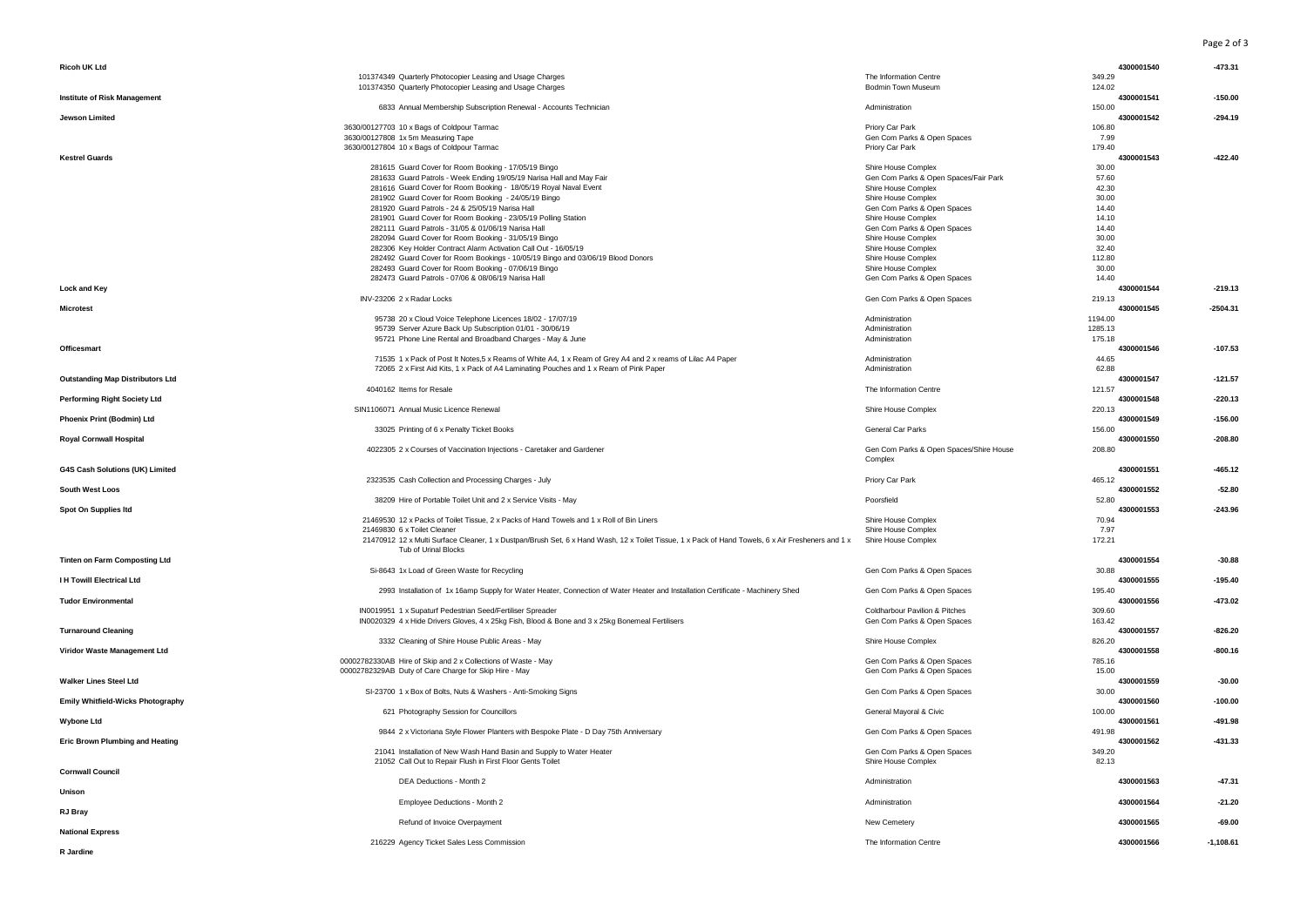| Supplier | Invoice / Description | Cost Centre | Amount | Payment Ref | Total |
|---|---|---|---|---|---|
| **Ricoh UK Ltd** | | | | 4300001540 | -473.31 |
| | 101374349 Quarterly Photocopier Leasing and Usage Charges | The Information Centre | 349.29 | | |
| | 101374350 Quarterly Photocopier Leasing and Usage Charges | Bodmin Town Museum | 124.02 | | |
| **Institute of Risk Management** | | | | 4300001541 | -150.00 |
| | 6833 Annual Membership Subscription Renewal - Accounts Technician | Administration | 150.00 | | |
| **Jewson Limited** | | | | 4300001542 | -294.19 |
| | 3630/00127703 10 x Bags of Coldpour Tarmac | Priory Car Park | 106.80 | | |
| | 3630/00127808 1x 5m Measuring Tape | Gen Com Parks & Open Spaces | 7.99 | | |
| | 3630/00127804 10 x Bags of Coldpour Tarmac | Priory Car Park | 179.40 | | |
| **Kestrel Guards** | | | | 4300001543 | -422.40 |
| | 281615 Guard Cover for Room Booking - 17/05/19 Bingo | Shire House Complex | 30.00 | | |
| | 281633 Guard Patrols - Week Ending 19/05/19 Narisa Hall and May Fair | Gen Com Parks & Open Spaces/Fair Park | 57.60 | | |
| | 281616 Guard Cover for Room Booking - 18/05/19 Royal Naval Event | Shire House Complex | 42.30 | | |
| | 281902 Guard Cover for Room Booking - 24/05/19 Bingo | Shire House Complex | 30.00 | | |
| | 281920 Guard Patrols - 24 & 25/05/19 Narisa Hall | Gen Com Parks & Open Spaces | 14.40 | | |
| | 281901 Guard Cover for Room Booking - 23/05/19 Polling Station | Shire House Complex | 14.10 | | |
| | 282111 Guard Patrols - 31/05 & 01/06/19 Narisa Hall | Gen Com Parks & Open Spaces | 14.40 | | |
| | 282094 Guard Cover for Room Booking - 31/05/19 Bingo | Shire House Complex | 30.00 | | |
| | 282306 Key Holder Contract Alarm Activation Call Out - 16/05/19 | Shire House Complex | 32.40 | | |
| | 282492 Guard Cover for Room Bookings - 10/05/19 Bingo and 03/06/19 Blood Donors | Shire House Complex | 112.80 | | |
| | 282493 Guard Cover for Room Booking - 07/06/19 Bingo | Shire House Complex | 30.00 | | |
| | 282473 Guard Patrols - 07/06 & 08/06/19 Narisa Hall | Gen Com Parks & Open Spaces | 14.40 | | |
| **Lock and Key** | | | | 4300001544 | -219.13 |
| | INV-23206 2 x Radar Locks | Gen Com Parks & Open Spaces | 219.13 | | |
| **Microtest** | | | | 4300001545 | -2504.31 |
| | 95738 20 x Cloud Voice Telephone Licences 18/02 - 17/07/19 | Administration | 1194.00 | | |
| | 95739 Server Azure Back Up Subscription 01/01 - 30/06/19 | Administration | 1285.13 | | |
| | 95721 Phone Line Rental and Broadband Charges - May & June | Administration | 175.18 | | |
| **Officesmart** | | | | 4300001546 | -107.53 |
| | 71535 1 x Pack of Post It Notes,5 x Reams of White A4, 1 x Ream of Grey A4 and 2 x reams of Lilac A4 Paper | Administration | 44.65 | | |
| | 72065 2 x First Aid Kits, 1 x Pack of A4 Laminating Pouches and 1 x Ream of Pink Paper | Administration | 62.88 | | |
| **Outstanding Map Distributors Ltd** | | | | 4300001547 | -121.57 |
| | 4040162 Items for Resale | The Information Centre | 121.57 | | |
| **Performing Right Society Ltd** | | | | 4300001548 | -220.13 |
| | SIN1106071 Annual Music Licence Renewal | Shire House Complex | 220.13 | | |
| **Phoenix Print (Bodmin) Ltd** | | | | 4300001549 | -156.00 |
| | 33025 Printing of 6 x Penalty Ticket Books | General Car Parks | 156.00 | | |
| **Royal Cornwall Hospital** | | | | 4300001550 | -208.80 |
| | 4022305 2 x Courses of Vaccination Injections - Caretaker and Gardener | Gen Com Parks & Open Spaces/Shire House Complex | 208.80 | | |
| **G4S Cash Solutions (UK) Limited** | | | | 4300001551 | -465.12 |
| | 2323535 Cash Collection and Processing Charges - July | Priory Car Park | 465.12 | | |
| **South West Loos** | | | | 4300001552 | -52.80 |
| | 38209 Hire of Portable Toilet Unit and 2 x Service Visits - May | Poorsfield | 52.80 | | |
| **Spot On Supplies ltd** | | | | 4300001553 | -243.96 |
| | 21469530 12 x Packs of Toilet Tissue, 2 x Packs of Hand Towels and 1 x Roll of Bin Liners | Shire House Complex | 70.94 | | |
| | 21469830 6 x Toilet Cleaner | Shire House Complex | 7.97 | | |
| | 21470912 12 x Multi Surface Cleaner, 1 x Dustpan/Brush Set, 6 x Hand Wash, 12 x Toilet Tissue, 1 x Pack of Hand Towels, 6 x Air Fresheners and 1 x Tub of Urinal Blocks | Shire House Complex | 172.21 | | |
| **Tinten on Farm Composting Ltd** | | | | 4300001554 | -30.88 |
| | Si-8643 1x Load of Green Waste for Recycling | Gen Com Parks & Open Spaces | 30.88 | | |
| **I H Towill Electrical Ltd** | | | | 4300001555 | -195.40 |
| | 2993 Installation of 1x 16amp Supply for Water Heater, Connection of Water Heater and Installation Certificate - Machinery Shed | Gen Com Parks & Open Spaces | 195.40 | | |
| **Tudor Environmental** | | | | 4300001556 | -473.02 |
| | IN0019951 1 x Supaturf Pedestrian Seed/Fertiliser Spreader | Coldharbour Pavilion & Pitches | 309.60 | | |
| | IN0020329 4 x Hide Drivers Gloves, 4 x 25kg Fish, Blood & Bone and 3 x 25kg Bonemeal Fertilisers | Gen Com Parks & Open Spaces | 163.42 | | |
| **Turnaround Cleaning** | | | | 4300001557 | -826.20 |
| | 3332 Cleaning of Shire House Public Areas - May | Shire House Complex | 826.20 | | |
| **Viridor Waste Management Ltd** | | | | 4300001558 | -800.16 |
| | 00002782330AB Hire of Skip and 2 x Collections of Waste - May | Gen Com Parks & Open Spaces | 785.16 | | |
| | 00002782329AB Duty of Care Charge for Skip Hire - May | Gen Com Parks & Open Spaces | 15.00 | | |
| **Walker Lines Steel Ltd** | | | | 4300001559 | -30.00 |
| | SI-23700 1 x Box of Bolts, Nuts & Washers - Anti-Smoking Signs | Gen Com Parks & Open Spaces | 30.00 | | |
| **Emily Whitfield-Wicks Photography** | | | | 4300001560 | -100.00 |
| | 621 Photography Session for Councillors | General Mayoral & Civic | 100.00 | | |
| **Wybone Ltd** | | | | 4300001561 | -491.98 |
| | 9844 2 x Victoriana Style Flower Planters with Bespoke Plate - D Day 75th Anniversary | Gen Com Parks & Open Spaces | 491.98 | | |
| **Eric Brown Plumbing and Heating** | | | | 4300001562 | -431.33 |
| | 21041 Installation of New Wash Hand Basin and Supply to Water Heater | Gen Com Parks & Open Spaces | 349.20 | | |
| | 21052 Call Out to Repair Flush in First Floor Gents Toilet | Shire House Complex | 82.13 | | |
| **Cornwall Council** | | | | | |
| | DEA Deductions - Month 2 | Administration | | 4300001563 | -47.31 |
| **Unison** | | | | | |
| | Employee Deductions - Month 2 | Administration | | 4300001564 | -21.20 |
| **RJ Bray** | | | | | |
| | Refund of Invoice Overpayment | New Cemetery | | 4300001565 | -69.00 |
| **National Express** | | | | | |
| | 216229 Agency Ticket Sales Less Commission | The Information Centre | | 4300001566 | -1,108.61 |
| **R Jardine** | | | | | |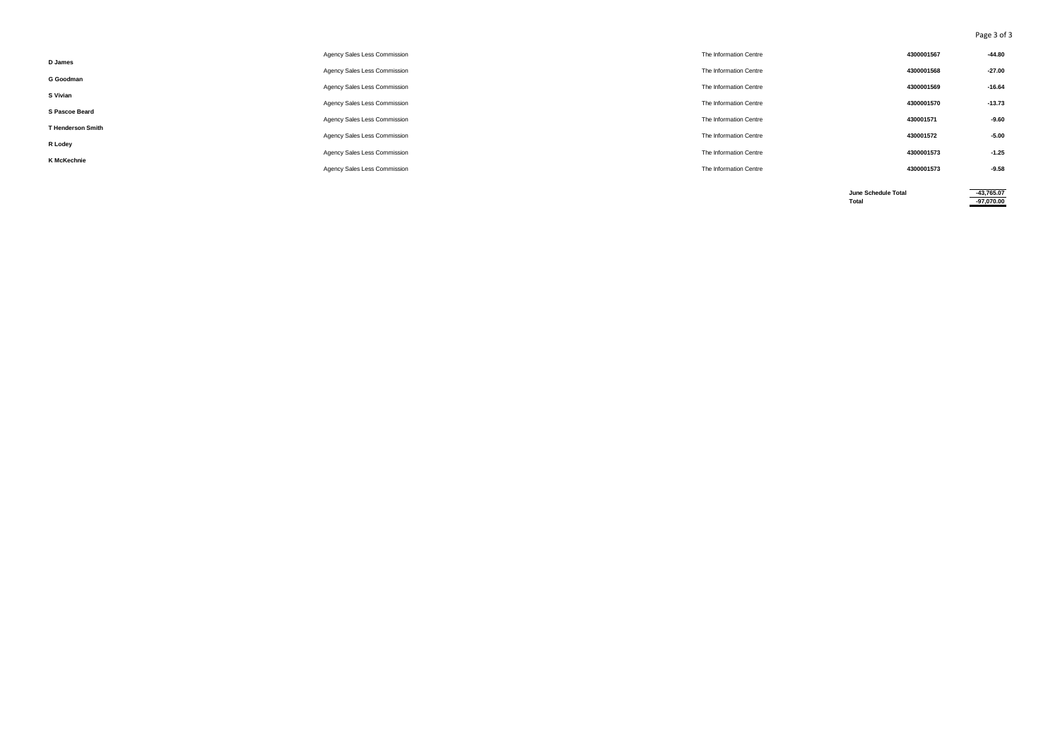| | | | | |
|---|---|---|---|---|
| **D James** | Agency Sales Less Commission | The Information Centre | **4300001567** | **-44.80** |
| **G Goodman** | Agency Sales Less Commission | The Information Centre | **4300001568** | **-27.00** |
| **S Vivian** | Agency Sales Less Commission | The Information Centre | **4300001569** | **-16.64** |
| **S Pascoe Beard** | Agency Sales Less Commission | The Information Centre | **4300001570** | **-13.73** |
| **T Henderson Smith** | Agency Sales Less Commission | The Information Centre | **430001571** | **-9.60** |
| **R Lodey** | Agency Sales Less Commission | The Information Centre | **430001572** | **-5.00** |
| **K McKechnie** | Agency Sales Less Commission | The Information Centre | **4300001573** | **-1.25** |
| | Agency Sales Less Commission | The Information Centre | **4300001573** | **-9.58** |
| | | | **June Schedule Total** | **-43,765.07** |
| | | | **Total** | **-97,070.00** |